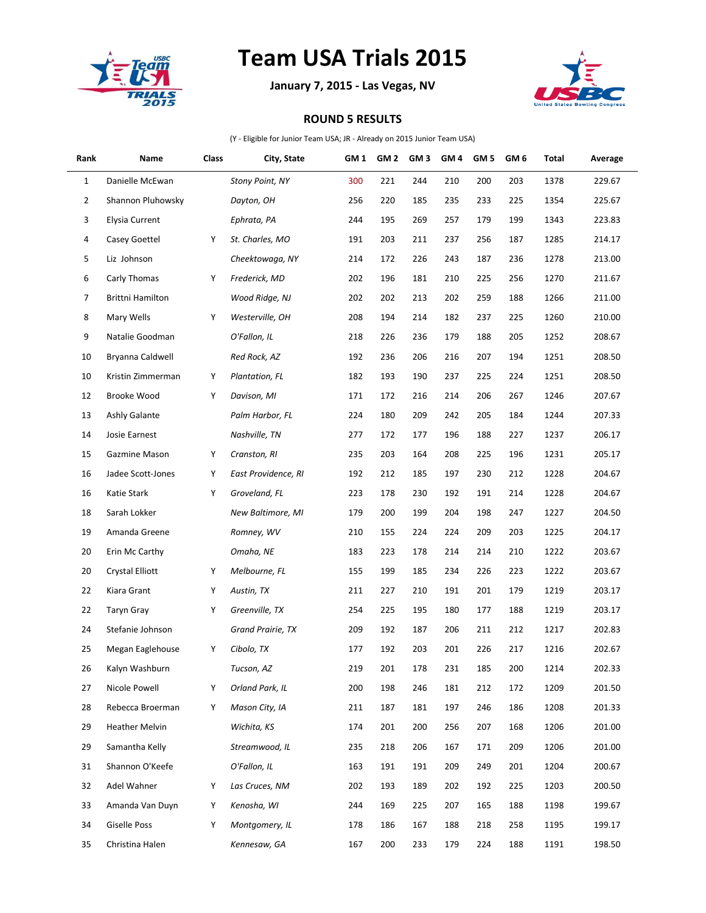# Team USA Trials 2015

**January 7, 2015 - Las Vegas, NV**

**ROUND 5 RESULTS**

(Y - Eligible for Junior Team USA; JR - Already on 2015 Junior Team USA)

| Rank | Name | Class | City, State | GM 1 | GM 2 | GM 3 | GM 4 | GM 5 | GM 6 | Total | Average |
|---|---|---|---|---|---|---|---|---|---|---|---|
| 1 | Danielle McEwan | | *Stony Point, NY* | 300 | 221 | 244 | 210 | 200 | 203 | 1378 | 229.67 |
| 2 | Shannon Pluhowsky | | *Dayton, OH* | 256 | 220 | 185 | 235 | 233 | 225 | 1354 | 225.67 |
| 3 | Elysia Current | | *Ephrata, PA* | 244 | 195 | 269 | 257 | 179 | 199 | 1343 | 223.83 |
| 4 | Casey Goettel | Y | *St. Charles, MO* | 191 | 203 | 211 | 237 | 256 | 187 | 1285 | 214.17 |
| 5 | Liz Johnson | | *Cheektowaga, NY* | 214 | 172 | 226 | 243 | 187 | 236 | 1278 | 213.00 |
| 6 | Carly Thomas | Y | *Frederick, MD* | 202 | 196 | 181 | 210 | 225 | 256 | 1270 | 211.67 |
| 7 | Brittni Hamilton | | *Wood Ridge, NJ* | 202 | 202 | 213 | 202 | 259 | 188 | 1266 | 211.00 |
| 8 | Mary Wells | Y | *Westerville, OH* | 208 | 194 | 214 | 182 | 237 | 225 | 1260 | 210.00 |
| 9 | Natalie Goodman | | *O'Fallon, IL* | 218 | 226 | 236 | 179 | 188 | 205 | 1252 | 208.67 |
| 10 | Bryanna Caldwell | | *Red Rock, AZ* | 192 | 236 | 206 | 216 | 207 | 194 | 1251 | 208.50 |
| 10 | Kristin Zimmerman | Y | *Plantation, FL* | 182 | 193 | 190 | 237 | 225 | 224 | 1251 | 208.50 |
| 12 | Brooke Wood | Y | *Davison, MI* | 171 | 172 | 216 | 214 | 206 | 267 | 1246 | 207.67 |
| 13 | Ashly Galante | | *Palm Harbor, FL* | 224 | 180 | 209 | 242 | 205 | 184 | 1244 | 207.33 |
| 14 | Josie Earnest | | *Nashville, TN* | 277 | 172 | 177 | 196 | 188 | 227 | 1237 | 206.17 |
| 15 | Gazmine Mason | Y | *Cranston, RI* | 235 | 203 | 164 | 208 | 225 | 196 | 1231 | 205.17 |
| 16 | Jadee Scott-Jones | Y | *East Providence, RI* | 192 | 212 | 185 | 197 | 230 | 212 | 1228 | 204.67 |
| 16 | Katie Stark | Y | *Groveland, FL* | 223 | 178 | 230 | 192 | 191 | 214 | 1228 | 204.67 |
| 18 | Sarah Lokker | | *New Baltimore, MI* | 179 | 200 | 199 | 204 | 198 | 247 | 1227 | 204.50 |
| 19 | Amanda Greene | | *Romney, WV* | 210 | 155 | 224 | 224 | 209 | 203 | 1225 | 204.17 |
| 20 | Erin Mc Carthy | | *Omaha, NE* | 183 | 223 | 178 | 214 | 214 | 210 | 1222 | 203.67 |
| 20 | Crystal Elliott | Y | *Melbourne, FL* | 155 | 199 | 185 | 234 | 226 | 223 | 1222 | 203.67 |
| 22 | Kiara Grant | Y | *Austin, TX* | 211 | 227 | 210 | 191 | 201 | 179 | 1219 | 203.17 |
| 22 | Taryn Gray | Y | *Greenville, TX* | 254 | 225 | 195 | 180 | 177 | 188 | 1219 | 203.17 |
| 24 | Stefanie Johnson | | *Grand Prairie, TX* | 209 | 192 | 187 | 206 | 211 | 212 | 1217 | 202.83 |
| 25 | Megan Eaglehouse | Y | *Cibolo, TX* | 177 | 192 | 203 | 201 | 226 | 217 | 1216 | 202.67 |
| 26 | Kalyn Washburn | | *Tucson, AZ* | 219 | 201 | 178 | 231 | 185 | 200 | 1214 | 202.33 |
| 27 | Nicole Powell | Y | *Orland Park, IL* | 200 | 198 | 246 | 181 | 212 | 172 | 1209 | 201.50 |
| 28 | Rebecca Broerman | Y | *Mason City, IA* | 211 | 187 | 181 | 197 | 246 | 186 | 1208 | 201.33 |
| 29 | Heather Melvin | | *Wichita, KS* | 174 | 201 | 200 | 256 | 207 | 168 | 1206 | 201.00 |
| 29 | Samantha Kelly | | *Streamwood, IL* | 235 | 218 | 206 | 167 | 171 | 209 | 1206 | 201.00 |
| 31 | Shannon O'Keefe | | *O'Fallon, IL* | 163 | 191 | 191 | 209 | 249 | 201 | 1204 | 200.67 |
| 32 | Adel Wahner | Y | *Las Cruces, NM* | 202 | 193 | 189 | 202 | 192 | 225 | 1203 | 200.50 |
| 33 | Amanda Van Duyn | Y | *Kenosha, WI* | 244 | 169 | 225 | 207 | 165 | 188 | 1198 | 199.67 |
| 34 | Giselle Poss | Y | *Montgomery, IL* | 178 | 186 | 167 | 188 | 218 | 258 | 1195 | 199.17 |
| 35 | Christina Halen | | *Kennesaw, GA* | 167 | 200 | 233 | 179 | 224 | 188 | 1191 | 198.50 |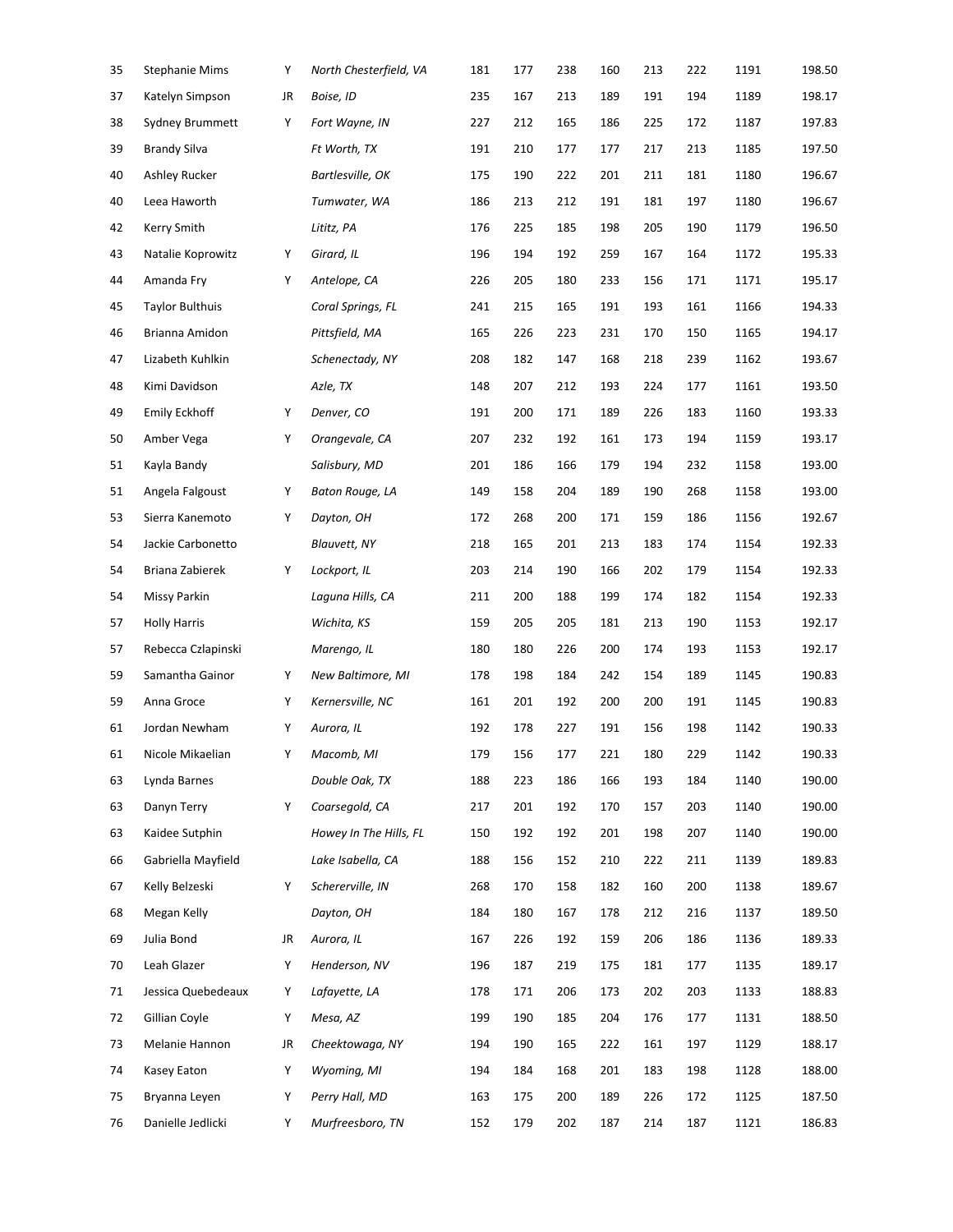| | | | | | | | | | | | |
|---|---|---|---|---|---|---|---|---|---|---|---|
| 35 | Stephanie Mims | Y | *North Chesterfield, VA* | 181 | 177 | 238 | 160 | 213 | 222 | 1191 | 198.50 |
| 37 | Katelyn Simpson | JR | *Boise, ID* | 235 | 167 | 213 | 189 | 191 | 194 | 1189 | 198.17 |
| 38 | Sydney Brummett | Y | *Fort Wayne, IN* | 227 | 212 | 165 | 186 | 225 | 172 | 1187 | 197.83 |
| 39 | Brandy Silva | | *Ft Worth, TX* | 191 | 210 | 177 | 177 | 217 | 213 | 1185 | 197.50 |
| 40 | Ashley Rucker | | *Bartlesville, OK* | 175 | 190 | 222 | 201 | 211 | 181 | 1180 | 196.67 |
| 40 | Leea Haworth | | *Tumwater, WA* | 186 | 213 | 212 | 191 | 181 | 197 | 1180 | 196.67 |
| 42 | Kerry Smith | | *Lititz, PA* | 176 | 225 | 185 | 198 | 205 | 190 | 1179 | 196.50 |
| 43 | Natalie Koprowitz | Y | *Girard, IL* | 196 | 194 | 192 | 259 | 167 | 164 | 1172 | 195.33 |
| 44 | Amanda Fry | Y | *Antelope, CA* | 226 | 205 | 180 | 233 | 156 | 171 | 1171 | 195.17 |
| 45 | Taylor Bulthuis | | *Coral Springs, FL* | 241 | 215 | 165 | 191 | 193 | 161 | 1166 | 194.33 |
| 46 | Brianna Amidon | | *Pittsfield, MA* | 165 | 226 | 223 | 231 | 170 | 150 | 1165 | 194.17 |
| 47 | Lizabeth Kuhlkin | | *Schenectady, NY* | 208 | 182 | 147 | 168 | 218 | 239 | 1162 | 193.67 |
| 48 | Kimi Davidson | | *Azle, TX* | 148 | 207 | 212 | 193 | 224 | 177 | 1161 | 193.50 |
| 49 | Emily Eckhoff | Y | *Denver, CO* | 191 | 200 | 171 | 189 | 226 | 183 | 1160 | 193.33 |
| 50 | Amber Vega | Y | *Orangevale, CA* | 207 | 232 | 192 | 161 | 173 | 194 | 1159 | 193.17 |
| 51 | Kayla Bandy | | *Salisbury, MD* | 201 | 186 | 166 | 179 | 194 | 232 | 1158 | 193.00 |
| 51 | Angela Falgoust | Y | *Baton Rouge, LA* | 149 | 158 | 204 | 189 | 190 | 268 | 1158 | 193.00 |
| 53 | Sierra Kanemoto | Y | *Dayton, OH* | 172 | 268 | 200 | 171 | 159 | 186 | 1156 | 192.67 |
| 54 | Jackie Carbonetto | | *Blauvett, NY* | 218 | 165 | 201 | 213 | 183 | 174 | 1154 | 192.33 |
| 54 | Briana Zabierek | Y | *Lockport, IL* | 203 | 214 | 190 | 166 | 202 | 179 | 1154 | 192.33 |
| 54 | Missy Parkin | | *Laguna Hills, CA* | 211 | 200 | 188 | 199 | 174 | 182 | 1154 | 192.33 |
| 57 | Holly Harris | | *Wichita, KS* | 159 | 205 | 205 | 181 | 213 | 190 | 1153 | 192.17 |
| 57 | Rebecca Czlapinski | | *Marengo, IL* | 180 | 180 | 226 | 200 | 174 | 193 | 1153 | 192.17 |
| 59 | Samantha Gainor | Y | *New Baltimore, MI* | 178 | 198 | 184 | 242 | 154 | 189 | 1145 | 190.83 |
| 59 | Anna Groce | Y | *Kernersville, NC* | 161 | 201 | 192 | 200 | 200 | 191 | 1145 | 190.83 |
| 61 | Jordan Newham | Y | *Aurora, IL* | 192 | 178 | 227 | 191 | 156 | 198 | 1142 | 190.33 |
| 61 | Nicole Mikaelian | Y | *Macomb, MI* | 179 | 156 | 177 | 221 | 180 | 229 | 1142 | 190.33 |
| 63 | Lynda Barnes | | *Double Oak, TX* | 188 | 223 | 186 | 166 | 193 | 184 | 1140 | 190.00 |
| 63 | Danyn Terry | Y | *Coarsegold, CA* | 217 | 201 | 192 | 170 | 157 | 203 | 1140 | 190.00 |
| 63 | Kaidee Sutphin | | *Howey In The Hills, FL* | 150 | 192 | 192 | 201 | 198 | 207 | 1140 | 190.00 |
| 66 | Gabriella Mayfield | | *Lake Isabella, CA* | 188 | 156 | 152 | 210 | 222 | 211 | 1139 | 189.83 |
| 67 | Kelly Belzeski | Y | *Schererville, IN* | 268 | 170 | 158 | 182 | 160 | 200 | 1138 | 189.67 |
| 68 | Megan Kelly | | *Dayton, OH* | 184 | 180 | 167 | 178 | 212 | 216 | 1137 | 189.50 |
| 69 | Julia Bond | JR | *Aurora, IL* | 167 | 226 | 192 | 159 | 206 | 186 | 1136 | 189.33 |
| 70 | Leah Glazer | Y | *Henderson, NV* | 196 | 187 | 219 | 175 | 181 | 177 | 1135 | 189.17 |
| 71 | Jessica Quebedeaux | Y | *Lafayette, LA* | 178 | 171 | 206 | 173 | 202 | 203 | 1133 | 188.83 |
| 72 | Gillian Coyle | Y | *Mesa, AZ* | 199 | 190 | 185 | 204 | 176 | 177 | 1131 | 188.50 |
| 73 | Melanie Hannon | JR | *Cheektowaga, NY* | 194 | 190 | 165 | 222 | 161 | 197 | 1129 | 188.17 |
| 74 | Kasey Eaton | Y | *Wyoming, MI* | 194 | 184 | 168 | 201 | 183 | 198 | 1128 | 188.00 |
| 75 | Bryanna Leyen | Y | *Perry Hall, MD* | 163 | 175 | 200 | 189 | 226 | 172 | 1125 | 187.50 |
| 76 | Danielle Jedlicki | Y | *Murfreesboro, TN* | 152 | 179 | 202 | 187 | 214 | 187 | 1121 | 186.83 |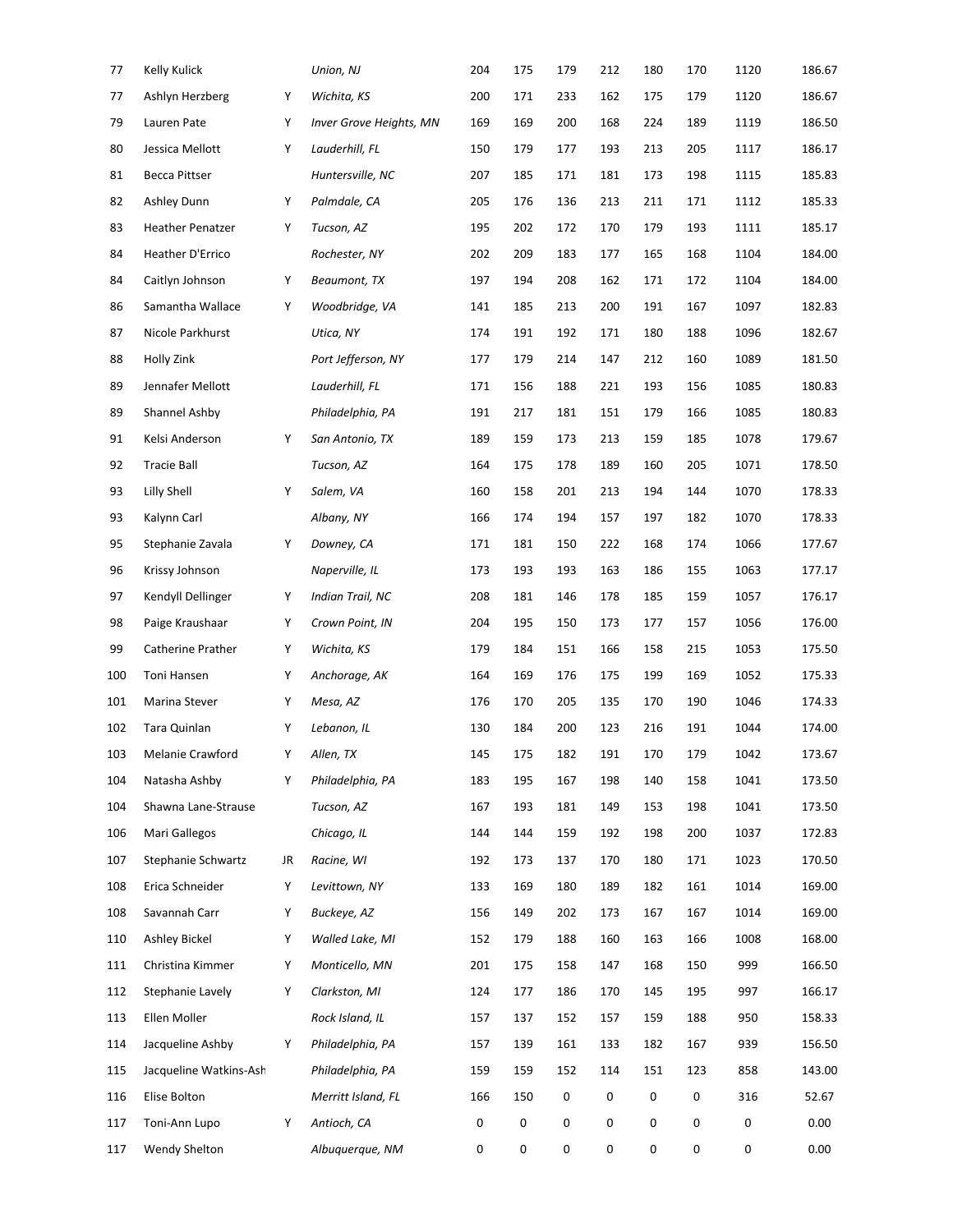| | | | | | | | | | | | |
|---|---|---|---|---|---|---|---|---|---|---|---|
| 77 | Kelly Kulick | | *Union, NJ* | 204 | 175 | 179 | 212 | 180 | 170 | 1120 | 186.67 |
| 77 | Ashlyn Herzberg | Y | *Wichita, KS* | 200 | 171 | 233 | 162 | 175 | 179 | 1120 | 186.67 |
| 79 | Lauren Pate | Y | *Inver Grove Heights, MN* | 169 | 169 | 200 | 168 | 224 | 189 | 1119 | 186.50 |
| 80 | Jessica Mellott | Y | *Lauderhill, FL* | 150 | 179 | 177 | 193 | 213 | 205 | 1117 | 186.17 |
| 81 | Becca Pittser | | *Huntersville, NC* | 207 | 185 | 171 | 181 | 173 | 198 | 1115 | 185.83 |
| 82 | Ashley Dunn | Y | *Palmdale, CA* | 205 | 176 | 136 | 213 | 211 | 171 | 1112 | 185.33 |
| 83 | Heather Penatzer | Y | *Tucson, AZ* | 195 | 202 | 172 | 170 | 179 | 193 | 1111 | 185.17 |
| 84 | Heather D'Errico | | *Rochester, NY* | 202 | 209 | 183 | 177 | 165 | 168 | 1104 | 184.00 |
| 84 | Caitlyn Johnson | Y | *Beaumont, TX* | 197 | 194 | 208 | 162 | 171 | 172 | 1104 | 184.00 |
| 86 | Samantha Wallace | Y | *Woodbridge, VA* | 141 | 185 | 213 | 200 | 191 | 167 | 1097 | 182.83 |
| 87 | Nicole Parkhurst | | *Utica, NY* | 174 | 191 | 192 | 171 | 180 | 188 | 1096 | 182.67 |
| 88 | Holly Zink | | *Port Jefferson, NY* | 177 | 179 | 214 | 147 | 212 | 160 | 1089 | 181.50 |
| 89 | Jennafer Mellott | | *Lauderhill, FL* | 171 | 156 | 188 | 221 | 193 | 156 | 1085 | 180.83 |
| 89 | Shannel Ashby | | *Philadelphia, PA* | 191 | 217 | 181 | 151 | 179 | 166 | 1085 | 180.83 |
| 91 | Kelsi Anderson | Y | *San Antonio, TX* | 189 | 159 | 173 | 213 | 159 | 185 | 1078 | 179.67 |
| 92 | Tracie Ball | | *Tucson, AZ* | 164 | 175 | 178 | 189 | 160 | 205 | 1071 | 178.50 |
| 93 | Lilly Shell | Y | *Salem, VA* | 160 | 158 | 201 | 213 | 194 | 144 | 1070 | 178.33 |
| 93 | Kalynn Carl | | *Albany, NY* | 166 | 174 | 194 | 157 | 197 | 182 | 1070 | 178.33 |
| 95 | Stephanie Zavala | Y | *Downey, CA* | 171 | 181 | 150 | 222 | 168 | 174 | 1066 | 177.67 |
| 96 | Krissy Johnson | | *Naperville, IL* | 173 | 193 | 193 | 163 | 186 | 155 | 1063 | 177.17 |
| 97 | Kendyll Dellinger | Y | *Indian Trail, NC* | 208 | 181 | 146 | 178 | 185 | 159 | 1057 | 176.17 |
| 98 | Paige Kraushaar | Y | *Crown Point, IN* | 204 | 195 | 150 | 173 | 177 | 157 | 1056 | 176.00 |
| 99 | Catherine Prather | Y | *Wichita, KS* | 179 | 184 | 151 | 166 | 158 | 215 | 1053 | 175.50 |
| 100 | Toni Hansen | Y | *Anchorage, AK* | 164 | 169 | 176 | 175 | 199 | 169 | 1052 | 175.33 |
| 101 | Marina Stever | Y | *Mesa, AZ* | 176 | 170 | 205 | 135 | 170 | 190 | 1046 | 174.33 |
| 102 | Tara Quinlan | Y | *Lebanon, IL* | 130 | 184 | 200 | 123 | 216 | 191 | 1044 | 174.00 |
| 103 | Melanie Crawford | Y | *Allen, TX* | 145 | 175 | 182 | 191 | 170 | 179 | 1042 | 173.67 |
| 104 | Natasha Ashby | Y | *Philadelphia, PA* | 183 | 195 | 167 | 198 | 140 | 158 | 1041 | 173.50 |
| 104 | Shawna Lane-Strause | | *Tucson, AZ* | 167 | 193 | 181 | 149 | 153 | 198 | 1041 | 173.50 |
| 106 | Mari Gallegos | | *Chicago, IL* | 144 | 144 | 159 | 192 | 198 | 200 | 1037 | 172.83 |
| 107 | Stephanie Schwartz | JR | *Racine, WI* | 192 | 173 | 137 | 170 | 180 | 171 | 1023 | 170.50 |
| 108 | Erica Schneider | Y | *Levittown, NY* | 133 | 169 | 180 | 189 | 182 | 161 | 1014 | 169.00 |
| 108 | Savannah Carr | Y | *Buckeye, AZ* | 156 | 149 | 202 | 173 | 167 | 167 | 1014 | 169.00 |
| 110 | Ashley Bickel | Y | *Walled Lake, MI* | 152 | 179 | 188 | 160 | 163 | 166 | 1008 | 168.00 |
| 111 | Christina Kimmer | Y | *Monticello, MN* | 201 | 175 | 158 | 147 | 168 | 150 | 999 | 166.50 |
| 112 | Stephanie Lavely | Y | *Clarkston, MI* | 124 | 177 | 186 | 170 | 145 | 195 | 997 | 166.17 |
| 113 | Ellen Moller | | *Rock Island, IL* | 157 | 137 | 152 | 157 | 159 | 188 | 950 | 158.33 |
| 114 | Jacqueline Ashby | Y | *Philadelphia, PA* | 157 | 139 | 161 | 133 | 182 | 167 | 939 | 156.50 |
| 115 | Jacqueline Watkins-Ash | | *Philadelphia, PA* | 159 | 159 | 152 | 114 | 151 | 123 | 858 | 143.00 |
| 116 | Elise Bolton | | *Merritt Island, FL* | 166 | 150 | 0 | 0 | 0 | 0 | 316 | 52.67 |
| 117 | Toni-Ann Lupo | Y | *Antioch, CA* | 0 | 0 | 0 | 0 | 0 | 0 | 0 | 0.00 |
| 117 | Wendy Shelton | | *Albuquerque, NM* | 0 | 0 | 0 | 0 | 0 | 0 | 0 | 0.00 |